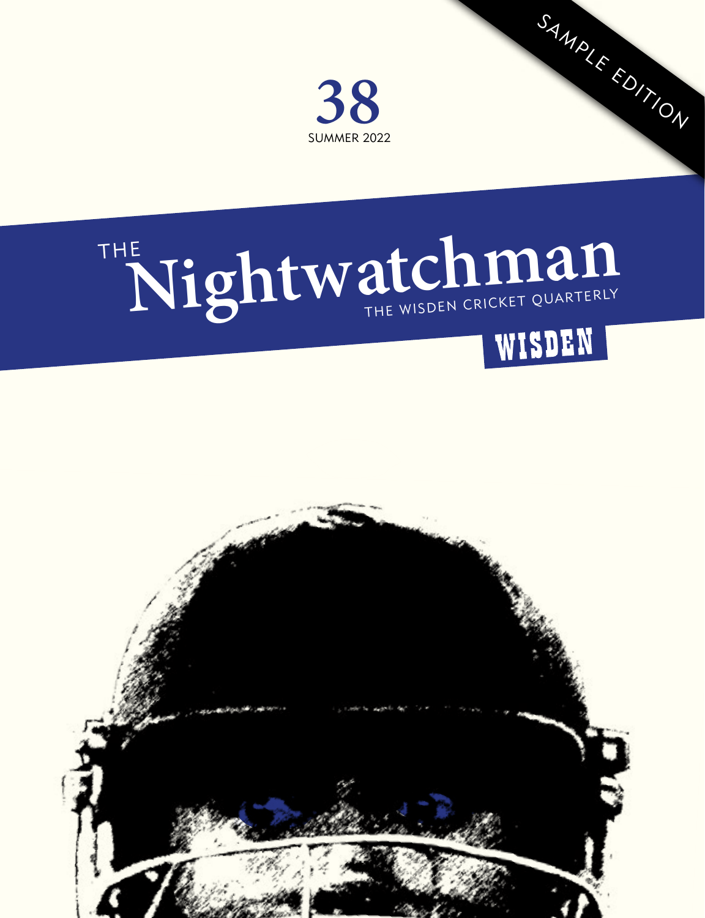SAMPLE EDITION

**38**

SUMMER 2022

# THE Nightwatchman

THE WISDEN CRICKET QUARTERLY

WISDEN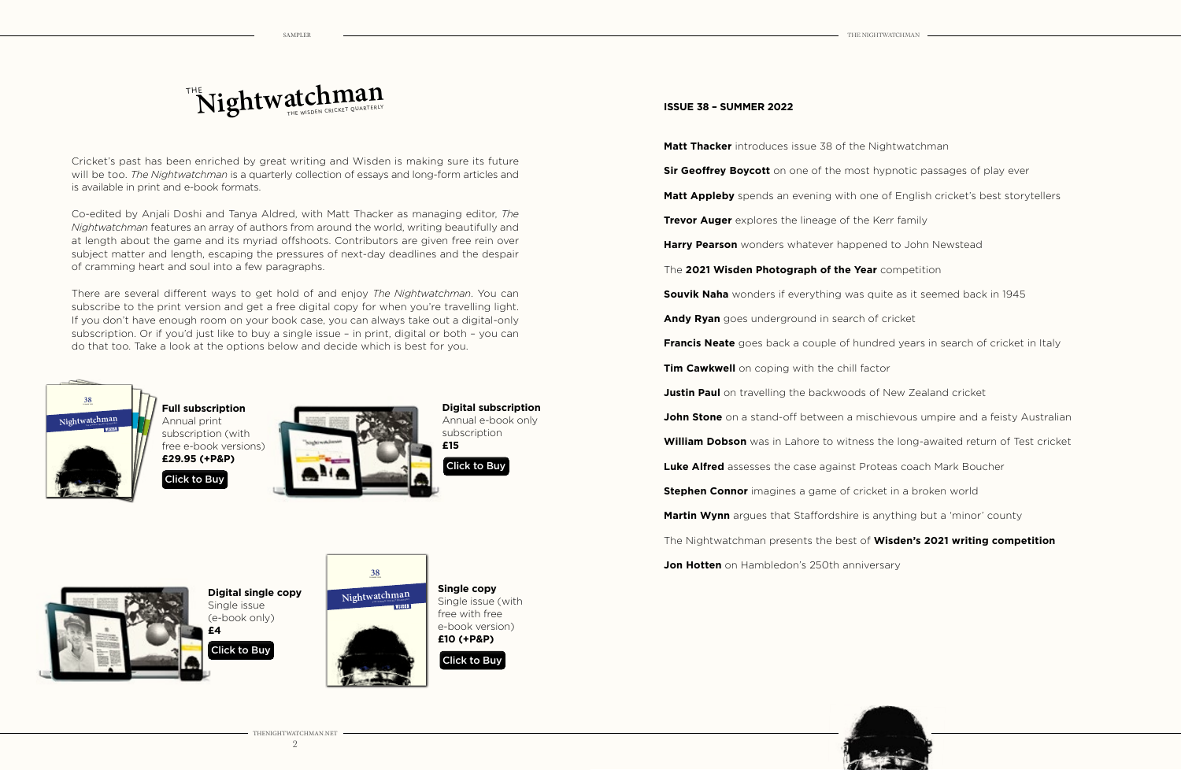# THE Nightwatchman

THE WISDEN CRICKET QUARTERLY

Cricket's past has been enriched by great writing and Wisden is making sure its future will be too. *The Nightwatchman* is a quarterly collection of essays and long-form articles and is available in print and e-book formats.

Co-edited by Anjali Doshi and Tanya Aldred, with Matt Thacker as managing editor, *The Nightwatchman* features an array of authors from around the world, writing beautifully and at length about the game and its myriad offshoots. Contributors are given free rein over subject matter and length, escaping the pressures of next-day deadlines and the despair of cramming heart and soul into a few paragraphs.

There are several different ways to get hold of and enjoy *The Nightwatchman*. You can subscribe to the print version and get a free digital copy for when you're travelling light. If you don't have enough room on your book case, you can always take out a digital-only subscription. Or if you'd just like to buy a single issue – in print, digital or both – you can do that too. Take a look at the options below and decide which is best for you.

**Full subscription**
Annual print subscription (with free e-book versions)
**£29.95 (+P&P)**
Click to Buy

**Digital subscription**
Annual e-book only subscription
**£15**
Click to Buy

**Digital single copy**
Single issue (e-book only)
**£4**
Click to Buy

**Single copy**
Single issue (with free with free e-book version)
**£10 (+P&P)**
Click to Buy

**ISSUE 38 – SUMMER 2022**

**Matt Thacker** introduces issue 38 of the Nightwatchman

**Sir Geoffrey Boycott** on one of the most hypnotic passages of play ever

**Matt Appleby** spends an evening with one of English cricket's best storytellers

**Trevor Auger** explores the lineage of the Kerr family

**Harry Pearson** wonders whatever happened to John Newstead

The **2021 Wisden Photograph of the Year** competition

**Souvik Naha** wonders if everything was quite as it seemed back in 1945

**Andy Ryan** goes underground in search of cricket

**Francis Neate** goes back a couple of hundred years in search of cricket in Italy

**Tim Cawkwell** on coping with the chill factor

**Justin Paul** on travelling the backwoods of New Zealand cricket

**John Stone** on a stand-off between a mischievous umpire and a feisty Australian

**William Dobson** was in Lahore to witness the long-awaited return of Test cricket

**Luke Alfred** assesses the case against Proteas coach Mark Boucher

**Stephen Connor** imagines a game of cricket in a broken world

**Martin Wynn** argues that Staffordshire is anything but a 'minor' county

The Nightwatchman presents the best of **Wisden's 2021 writing competition**

**Jon Hotten** on Hambledon's 250th anniversary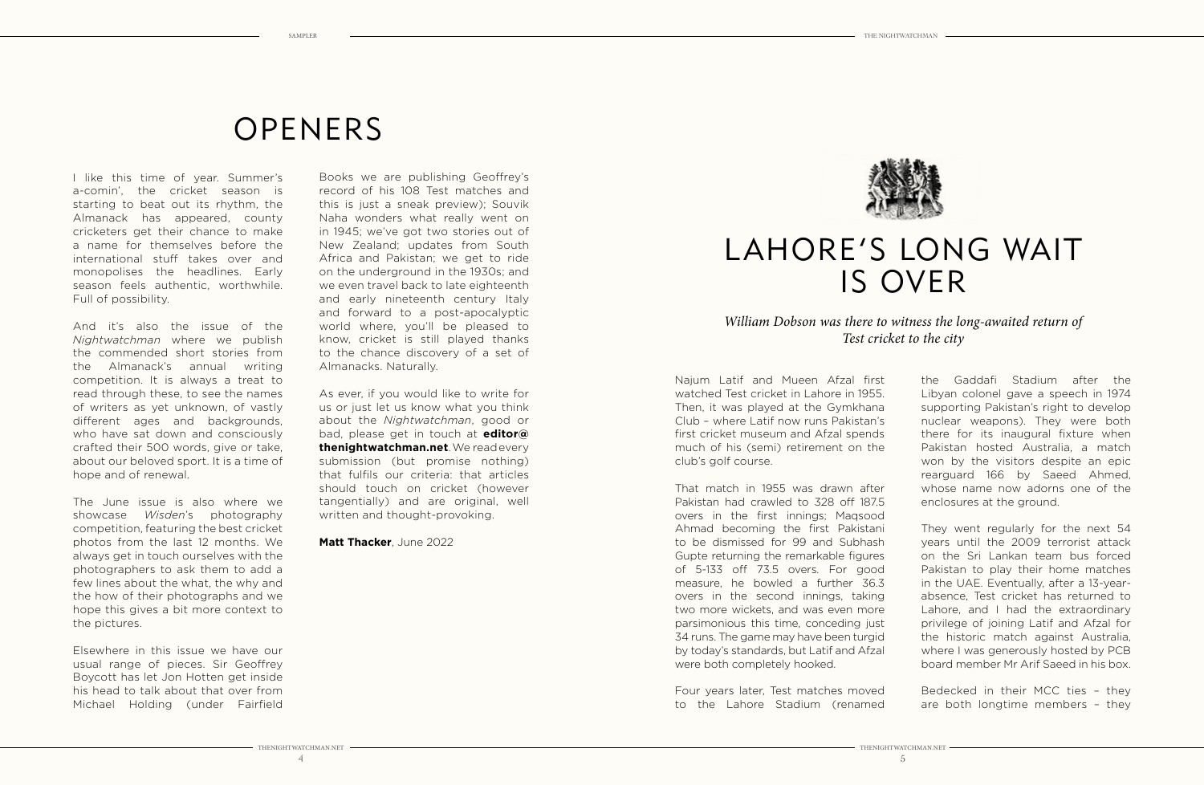# OPENERS

I like this time of year. Summer's a-comin', the cricket season is starting to beat out its rhythm, the Almanack has appeared, county cricketers get their chance to make a name for themselves before the international stuff takes over and monopolises the headlines. Early season feels authentic, worthwhile. Full of possibility.

And it's also the issue of the *Nightwatchman* where we publish the commended short stories from the Almanack's annual writing competition. It is always a treat to read through these, to see the names of writers as yet unknown, of vastly different ages and backgrounds, who have sat down and consciously crafted their 500 words, give or take, about our beloved sport. It is a time of hope and of renewal.

The June issue is also where we showcase *Wisden*'s photography competition, featuring the best cricket photos from the last 12 months. We always get in touch ourselves with the photographers to ask them to add a few lines about the what, the why and the how of their photographs and we hope this gives a bit more context to the pictures.

Elsewhere in this issue we have our usual range of pieces. Sir Geoffrey Boycott has let Jon Hotten get inside his head to talk about that over from Michael Holding (under Fairfield Books we are publishing Geoffrey's record of his 108 Test matches and this is just a sneak preview); Souvik Naha wonders what really went on in 1945; we've got two stories out of New Zealand; updates from South Africa and Pakistan; we get to ride on the underground in the 1930s; and we even travel back to late eighteenth and early nineteenth century Italy and forward to a post-apocalyptic world where, you'll be pleased to know, cricket is still played thanks to the chance discovery of a set of Almanacks. Naturally.

As ever, if you would like to write for us or just let us know what you think about the *Nightwatchman*, good or bad, please get in touch at **editor@thenightwatchman.net**. We read every submission (but promise nothing) that fulfils our criteria: that articles should touch on cricket (however tangentially) and are original, well written and thought-provoking.

**Matt Thacker**, June 2022

# LAHORE'S LONG WAIT IS OVER

*William Dobson was there to witness the long-awaited return of Test cricket to the city*

Najum Latif and Mueen Afzal first watched Test cricket in Lahore in 1955. Then, it was played at the Gymkhana Club – where Latif now runs Pakistan's first cricket museum and Afzal spends much of his (semi) retirement on the club's golf course.

That match in 1955 was drawn after Pakistan had crawled to 328 off 187.5 overs in the first innings; Maqsood Ahmad becoming the first Pakistani to be dismissed for 99 and Subhash Gupte returning the remarkable figures of 5-133 off 73.5 overs. For good measure, he bowled a further 36.3 overs in the second innings, taking two more wickets, and was even more parsimonious this time, conceding just 34 runs. The game may have been turgid by today's standards, but Latif and Afzal were both completely hooked.

Four years later, Test matches moved to the Lahore Stadium (renamed the Gaddafi Stadium after the Libyan colonel gave a speech in 1974 supporting Pakistan's right to develop nuclear weapons). They were both there for its inaugural fixture when Pakistan hosted Australia, a match won by the visitors despite an epic rearguard 166 by Saeed Ahmed, whose name now adorns one of the enclosures at the ground.

They went regularly for the next 54 years until the 2009 terrorist attack on the Sri Lankan team bus forced Pakistan to play their home matches in the UAE. Eventually, after a 13-year-absence, Test cricket has returned to Lahore, and I had the extraordinary privilege of joining Latif and Afzal for the historic match against Australia, where I was generously hosted by PCB board member Mr Arif Saeed in his box.

Bedecked in their MCC ties – they are both longtime members – they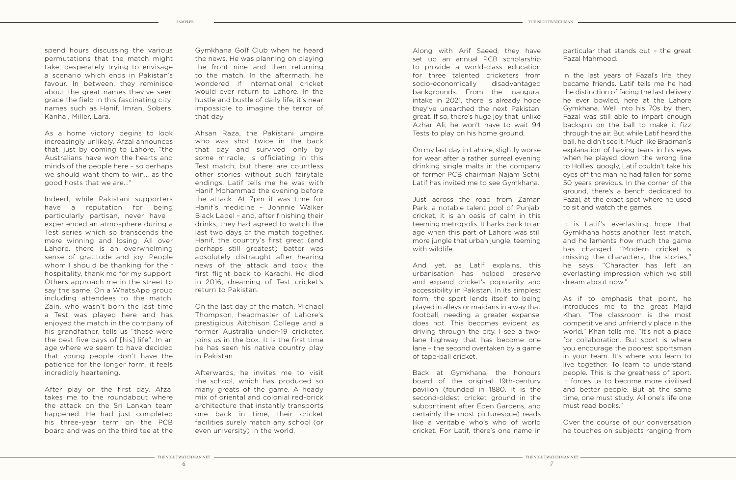spend hours discussing the various permutations that the match might take, desperately trying to envisage a scenario which ends in Pakistan's favour. In between, they reminisce about the great names they've seen grace the field in this fascinating city; names such as Hanif, Imran, Sobers, Kanhai, Miller, Lara.

As a home victory begins to look increasingly unlikely, Afzal announces that, just by coming to Lahore, "the Australians have won the hearts and minds of the people here – so perhaps we should want them to win… as the good hosts that we are…"

Indeed, while Pakistani supporters have a reputation for being particularly partisan, never have I experienced an atmosphere during a Test series which so transcends the mere winning and losing. All over Lahore, there is an overwhelming sense of gratitude and joy. People whom I should be thanking for their hospitality, thank me for my support. Others approach me in the street to say the same. On a WhatsApp group including attendees to the match, Zain, who wasn't born the last time a Test was played here and has enjoyed the match in the company of his grandfather, tells us "these were the best five days of [his] life". In an age where we seem to have decided that young people don't have the patience for the longer form, it feels incredibly heartening.

After play on the first day, Afzal takes me to the roundabout where the attack on the Sri Lankan team happened. He had just completed his three-year term on the PCB board and was on the third tee at the Gymkhana Golf Club when he heard the news. He was planning on playing the front nine and then returning to the match. In the aftermath, he wondered if international cricket would ever return to Lahore. In the hustle and bustle of daily life, it's near impossible to imagine the terror of that day.

Ahsan Raza, the Pakistani umpire who was shot twice in the back that day and survived only by some miracle, is officiating in this Test match, but there are countless other stories without such fairytale endings. Latif tells me he was with Hanif Mohammad the evening before the attack. At 7pm it was time for Hanif's medicine – Johnnie Walker Black Label – and, after finishing their drinks, they had agreed to watch the last two days of the match together. Hanif, the country's first great (and perhaps still greatest) batter was absolutely distraught after hearing news of the attack and took the first flight back to Karachi. He died in 2016, dreaming of Test cricket's return to Pakistan.

On the last day of the match, Michael Thompson, headmaster of Lahore's prestigious Aitchison College and a former Australia under-19 cricketer, joins us in the box. It is the first time he has seen his native country play in Pakistan.

Afterwards, he invites me to visit the school, which has produced so many greats of the game. A heady mix of oriental and colonial red-brick architecture that instantly transports one back in time, their cricket facilities surely match any school (or even university) in the world.

Along with Arif Saeed, they have set up an annual PCB scholarship to provide a world-class education for three talented cricketers from socio-economically disadvantaged backgrounds. From the inaugural intake in 2021, there is already hope they've unearthed the next Pakistani great. If so, there's huge joy that, unlike Azhar Ali, he won't have to wait 94 Tests to play on his home ground.

On my last day in Lahore, slightly worse for wear after a rather surreal evening drinking single malts in the company of former PCB chairman Najam Sethi, Latif has invited me to see Gymkhana.

Just across the road from Zaman Park, a notable talent pool of Punjabi cricket, it is an oasis of calm in this teeming metropolis. It harks back to an age when this part of Lahore was still more jungle that urban jungle, teeming with wildlife.

And yet, as Latif explains, this urbanisation has helped preserve and expand cricket's popularity and accessibility in Pakistan. In its simplest form, the sport lends itself to being played in alleys or maidans in a way that football, needing a greater expanse, does not. This becomes evident as, driving through the city, I see a two-lane highway that has become one lane – the second overtaken by a game of tape-ball cricket.

Back at Gymkhana, the honours board of the original 19th-century pavilion (founded in 1880, it is the second-oldest cricket ground in the subcontinent after Eden Gardens, and certainly the most picturesque) reads like a veritable who's who of world cricket. For Latif, there's one name in particular that stands out – the great Fazal Mahmood.

In the last years of Fazal's life, they became friends. Latif tells me he had the distinction of facing the last delivery he ever bowled, here at the Lahore Gymkhana. Well into his 70s by then, Fazal was still able to impart enough backspin on the ball to make it fizz through the air. But while Latif heard the ball, he didn't see it. Much like Bradman's explanation of having tears in his eyes when he played down the wrong line to Hollies' googly, Latif couldn't take his eyes off the man he had fallen for some 50 years previous. In the corner of the ground, there's a bench dedicated to Fazal, at the exact spot where he used to sit and watch the games.

It is Latif's everlasting hope that Gymkhana hosts another Test match, and he laments how much the game has changed. "Modern cricket is missing the characters, the stories," he says. "Character has left an everlasting impression which we still dream about now."

As if to emphasis that point, he introduces me to the great Majid Khan. "The classroom is the most competitive and unfriendly place in the world," Khan tells me. "It's not a place for collaboration. But sport is where you encourage the poorest sportsman in your team. It's where you learn to live together. To learn to understand people. This is the greatness of sport. It forces us to become more civilised and better people. But at the same time, one must study. All one's life one must read books."

Over the course of our conversation he touches on subjects ranging from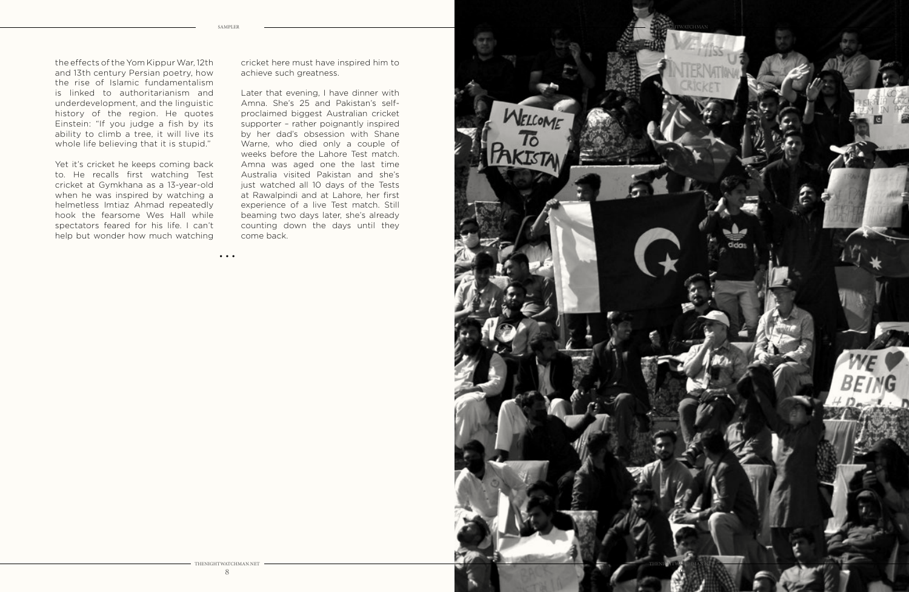the effects of the Yom Kippur War, 12th and 13th century Persian poetry, how the rise of Islamic fundamentalism is linked to authoritarianism and underdevelopment, and the linguistic history of the region. He quotes Einstein: "If you judge a fish by its ability to climb a tree, it will live its whole life believing that it is stupid."

Yet it's cricket he keeps coming back to. He recalls first watching Test cricket at Gymkhana as a 13-year-old when he was inspired by watching a helmetless Imtiaz Ahmad repeatedly hook the fearsome Wes Hall while spectators feared for his life. I can't help but wonder how much watching cricket here must have inspired him to achieve such greatness.

Later that evening, I have dinner with Amna. She's 25 and Pakistan's self-proclaimed biggest Australian cricket supporter – rather poignantly inspired by her dad's obsession with Shane Warne, who died only a couple of weeks before the Lahore Test match. Amna was aged one the last time Australia visited Pakistan and she's just watched all 10 days of the Tests at Rawalpindi and at Lahore, her first experience of a live Test match. Still beaming two days later, she's already counting down the days until they come back.

• • •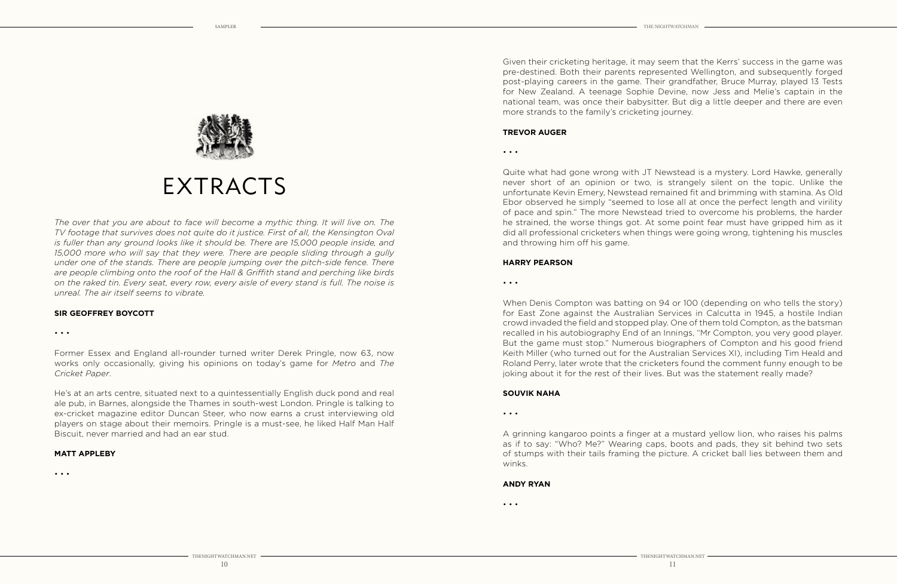# EXTRACTS

*The over that you are about to face will become a mythic thing. It will live on. The TV footage that survives does not quite do it justice. First of all, the Kensington Oval is fuller than any ground looks like it should be. There are 15,000 people inside, and 15,000 more who will say that they were. There are people sliding through a gully under one of the stands. There are people jumping over the pitch-side fence. There are people climbing onto the roof of the Hall & Griffith stand and perching like birds on the raked tin. Every seat, every row, every aisle of every stand is full. The noise is unreal. The air itself seems to vibrate.*

**SIR GEOFFREY BOYCOTT**

• • •

Former Essex and England all-rounder turned writer Derek Pringle, now 63, now works only occasionally, giving his opinions on today's game for *Metro* and *The Cricket Paper*.

He's at an arts centre, situated next to a quintessentially English duck pond and real ale pub, in Barnes, alongside the Thames in south-west London. Pringle is talking to ex-cricket magazine editor Duncan Steer, who now earns a crust interviewing old players on stage about their memoirs. Pringle is a must-see, he liked Half Man Half Biscuit, never married and had an ear stud.

**MATT APPLEBY**

• • •

Given their cricketing heritage, it may seem that the Kerrs' success in the game was pre-destined. Both their parents represented Wellington, and subsequently forged post-playing careers in the game. Their grandfather, Bruce Murray, played 13 Tests for New Zealand. A teenage Sophie Devine, now Jess and Melie's captain in the national team, was once their babysitter. But dig a little deeper and there are even more strands to the family's cricketing journey.

**TREVOR AUGER**

• • •

Quite what had gone wrong with JT Newstead is a mystery. Lord Hawke, generally never short of an opinion or two, is strangely silent on the topic. Unlike the unfortunate Kevin Emery, Newstead remained fit and brimming with stamina. As Old Ebor observed he simply "seemed to lose all at once the perfect length and virility of pace and spin." The more Newstead tried to overcome his problems, the harder he strained, the worse things got. At some point fear must have gripped him as it did all professional cricketers when things were going wrong, tightening his muscles and throwing him off his game.

**HARRY PEARSON**

• • •

When Denis Compton was batting on 94 or 100 (depending on who tells the story) for East Zone against the Australian Services in Calcutta in 1945, a hostile Indian crowd invaded the field and stopped play. One of them told Compton, as the batsman recalled in his autobiography End of an Innings, "Mr Compton, you very good player. But the game must stop." Numerous biographers of Compton and his good friend Keith Miller (who turned out for the Australian Services XI), including Tim Heald and Roland Perry, later wrote that the cricketers found the comment funny enough to be joking about it for the rest of their lives. But was the statement really made?

**SOUVIK NAHA**

• • •

A grinning kangaroo points a finger at a mustard yellow lion, who raises his palms as if to say: "Who? Me?" Wearing caps, boots and pads, they sit behind two sets of stumps with their tails framing the picture. A cricket ball lies between them and winks.

**ANDY RYAN**

• • •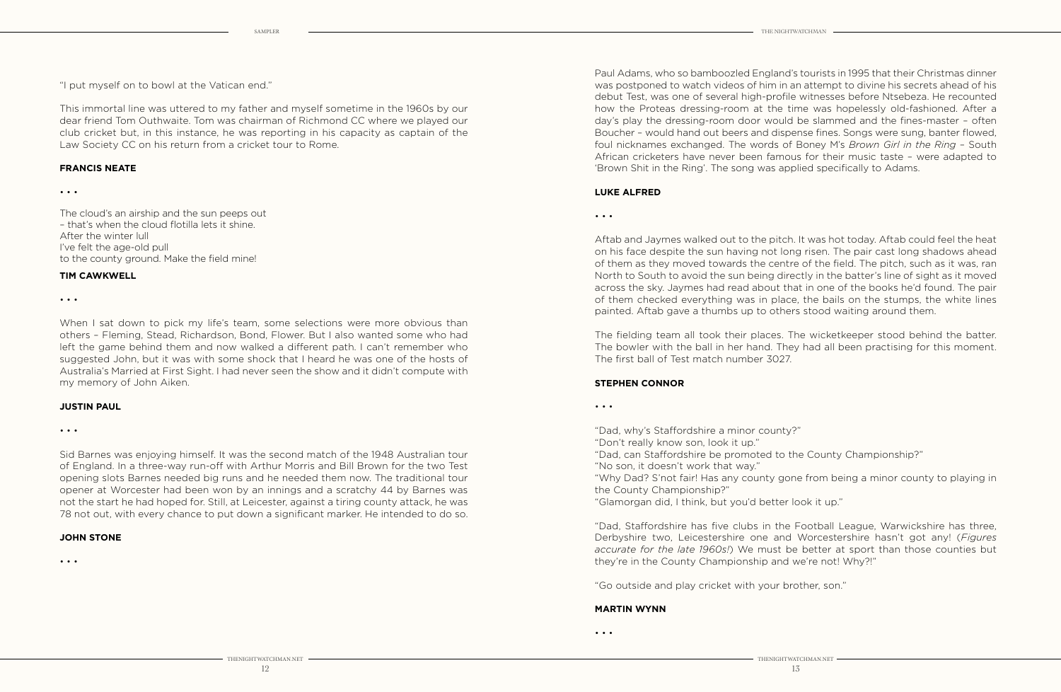"I put myself on to bowl at the Vatican end."

This immortal line was uttered to my father and myself sometime in the 1960s by our dear friend Tom Outhwaite. Tom was chairman of Richmond CC where we played our club cricket but, in this instance, he was reporting in his capacity as captain of the Law Society CC on his return from a cricket tour to Rome.

**FRANCIS NEATE**

• • •

The cloud's an airship and the sun peeps out
– that's when the cloud flotilla lets it shine.
After the winter lull
I've felt the age-old pull
to the county ground. Make the field mine!

**TIM CAWKWELL**

• • •

When I sat down to pick my life's team, some selections were more obvious than others – Fleming, Stead, Richardson, Bond, Flower. But I also wanted some who had left the game behind them and now walked a different path. I can't remember who suggested John, but it was with some shock that I heard he was one of the hosts of Australia's Married at First Sight. I had never seen the show and it didn't compute with my memory of John Aiken.

**JUSTIN PAUL**

• • •

Sid Barnes was enjoying himself. It was the second match of the 1948 Australian tour of England. In a three-way run-off with Arthur Morris and Bill Brown for the two Test opening slots Barnes needed big runs and he needed them now. The traditional tour opener at Worcester had been won by an innings and a scratchy 44 by Barnes was not the start he had hoped for. Still, at Leicester, against a tiring county attack, he was 78 not out, with every chance to put down a significant marker. He intended to do so.

**JOHN STONE**

• • •

Paul Adams, who so bamboozled England's tourists in 1995 that their Christmas dinner was postponed to watch videos of him in an attempt to divine his secrets ahead of his debut Test, was one of several high-profile witnesses before Ntsebeza. He recounted how the Proteas dressing-room at the time was hopelessly old-fashioned. After a day's play the dressing-room door would be slammed and the fines-master – often Boucher – would hand out beers and dispense fines. Songs were sung, banter flowed, foul nicknames exchanged. The words of Boney M's *Brown Girl in the Ring* – South African cricketers have never been famous for their music taste – were adapted to 'Brown Shit in the Ring'. The song was applied specifically to Adams.

**LUKE ALFRED**

• • •

Aftab and Jaymes walked out to the pitch. It was hot today. Aftab could feel the heat on his face despite the sun having not long risen. The pair cast long shadows ahead of them as they moved towards the centre of the field. The pitch, such as it was, ran North to South to avoid the sun being directly in the batter's line of sight as it moved across the sky. Jaymes had read about that in one of the books he'd found. The pair of them checked everything was in place, the bails on the stumps, the white lines painted. Aftab gave a thumbs up to others stood waiting around them.

The fielding team all took their places. The wicketkeeper stood behind the batter. The bowler with the ball in her hand. They had all been practising for this moment. The first ball of Test match number 3027.

**STEPHEN CONNOR**

• • •

"Dad, why's Staffordshire a minor county?"
"Don't really know son, look it up."
"Dad, can Staffordshire be promoted to the County Championship?"
"No son, it doesn't work that way."
"Why Dad? S'not fair! Has any county gone from being a minor county to playing in the County Championship?"
"Glamorgan did, I think, but you'd better look it up."

"Dad, Staffordshire has five clubs in the Football League, Warwickshire has three, Derbyshire two, Leicestershire one and Worcestershire hasn't got any! (*Figures accurate for the late 1960s!*) We must be better at sport than those counties but they're in the County Championship and we're not! Why?!"

"Go outside and play cricket with your brother, son."

**MARTIN WYNN**

• • •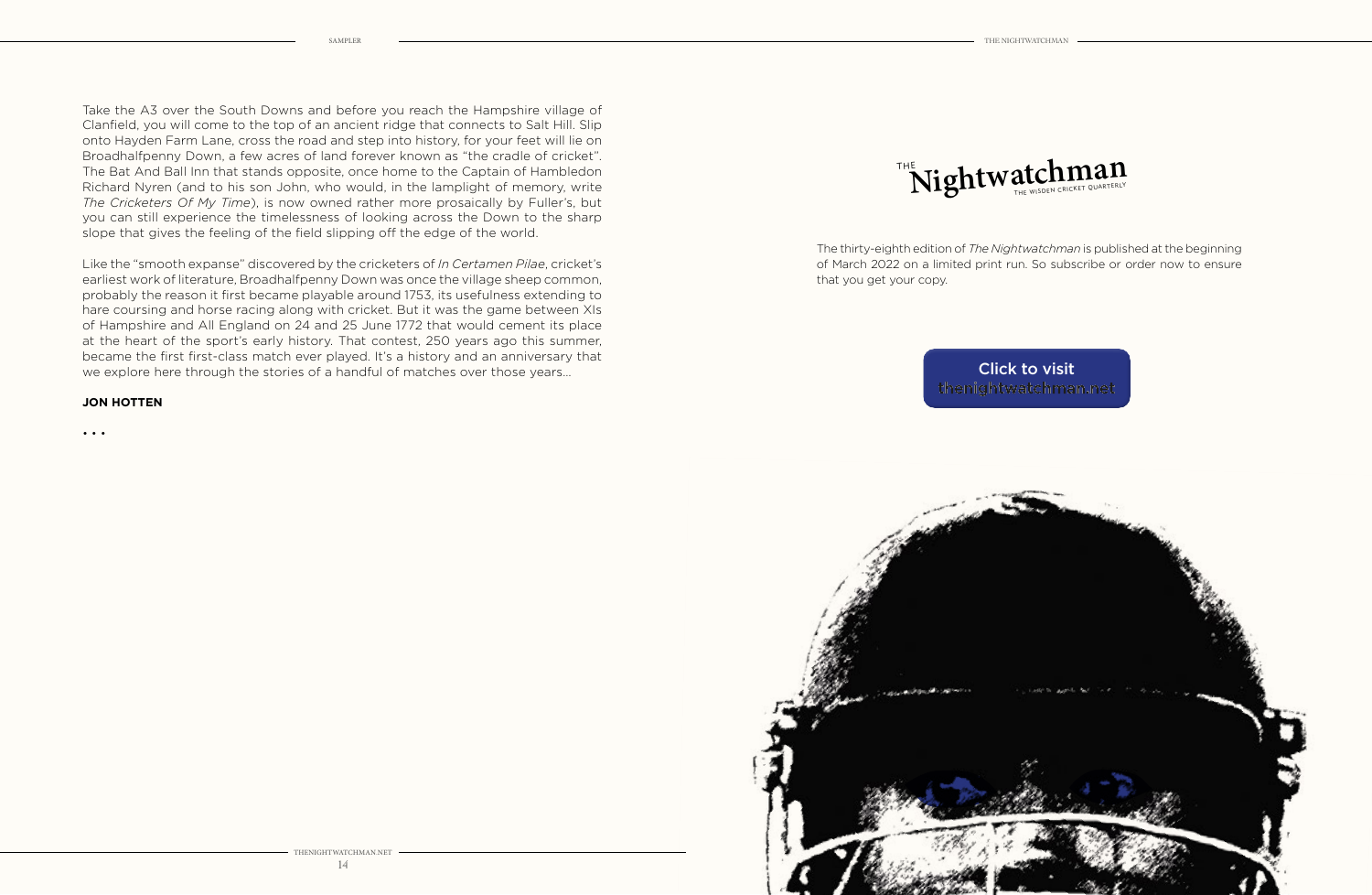Take the A3 over the South Downs and before you reach the Hampshire village of Clanfield, you will come to the top of an ancient ridge that connects to Salt Hill. Slip onto Hayden Farm Lane, cross the road and step into history, for your feet will lie on Broadhalfpenny Down, a few acres of land forever known as "the cradle of cricket". The Bat And Ball Inn that stands opposite, once home to the Captain of Hambledon Richard Nyren (and to his son John, who would, in the lamplight of memory, write *The Cricketers Of My Time*), is now owned rather more prosaically by Fuller's, but you can still experience the timelessness of looking across the Down to the sharp slope that gives the feeling of the field slipping off the edge of the world.

Like the "smooth expanse" discovered by the cricketers of *In Certamen Pilae*, cricket's earliest work of literature, Broadhalfpenny Down was once the village sheep common, probably the reason it first became playable around 1753, its usefulness extending to hare coursing and horse racing along with cricket. But it was the game between XIs of Hampshire and All England on 24 and 25 June 1772 that would cement its place at the heart of the sport's early history. That contest, 250 years ago this summer, became the first first-class match ever played. It's a history and an anniversary that we explore here through the stories of a handful of matches over those years...

**JON HOTTEN**

...

THE Nightwatchman THE WISDEN CRICKET QUARTERLY

The thirty-eighth edition of *The Nightwatchman* is published at the beginning of March 2022 on a limited print run. So subscribe or order now to ensure that you get your copy.

Click to visit thenightwatchman.net